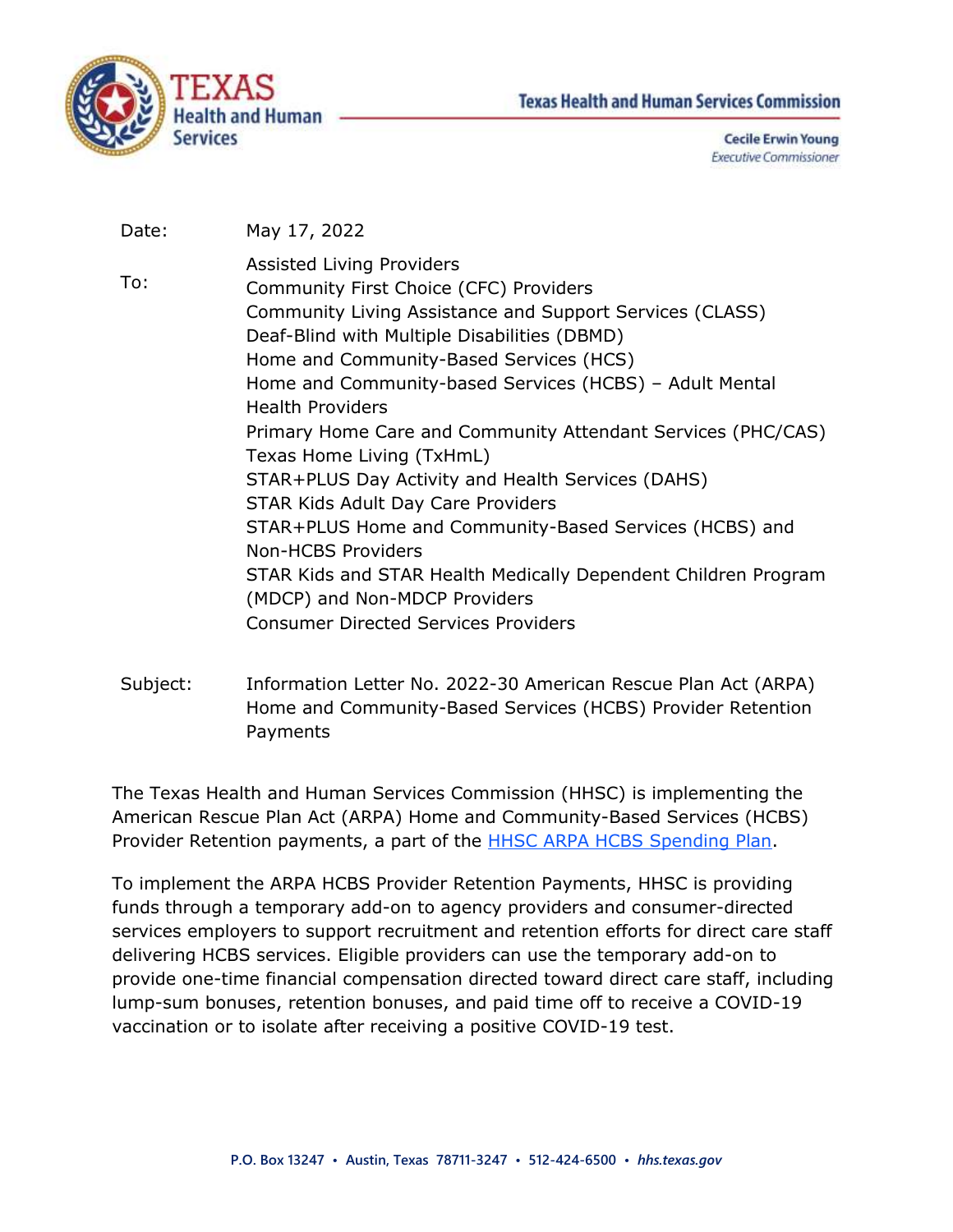Texas Health and Human Services Commission

Cecile Erwin Young
*Executive Commissioner*

Date: May 17, 2022

To:
Assisted Living Providers
Community First Choice (CFC) Providers
Community Living Assistance and Support Services (CLASS)
Deaf-Blind with Multiple Disabilities (DBMD)
Home and Community-Based Services (HCS)
Home and Community-based Services (HCBS) – Adult Mental Health Providers
Primary Home Care and Community Attendant Services (PHC/CAS)
Texas Home Living (TxHmL)
STAR+PLUS Day Activity and Health Services (DAHS)
STAR Kids Adult Day Care Providers
STAR+PLUS Home and Community-Based Services (HCBS) and Non-HCBS Providers
STAR Kids and STAR Health Medically Dependent Children Program (MDCP) and Non-MDCP Providers
Consumer Directed Services Providers

Subject: Information Letter No. 2022-30 American Rescue Plan Act (ARPA) Home and Community-Based Services (HCBS) Provider Retention Payments

The Texas Health and Human Services Commission (HHSC) is implementing the American Rescue Plan Act (ARPA) Home and Community-Based Services (HCBS) Provider Retention payments, a part of the HHSC ARPA HCBS Spending Plan.

To implement the ARPA HCBS Provider Retention Payments, HHSC is providing funds through a temporary add-on to agency providers and consumer-directed services employers to support recruitment and retention efforts for direct care staff delivering HCBS services. Eligible providers can use the temporary add-on to provide one-time financial compensation directed toward direct care staff, including lump-sum bonuses, retention bonuses, and paid time off to receive a COVID-19 vaccination or to isolate after receiving a positive COVID-19 test.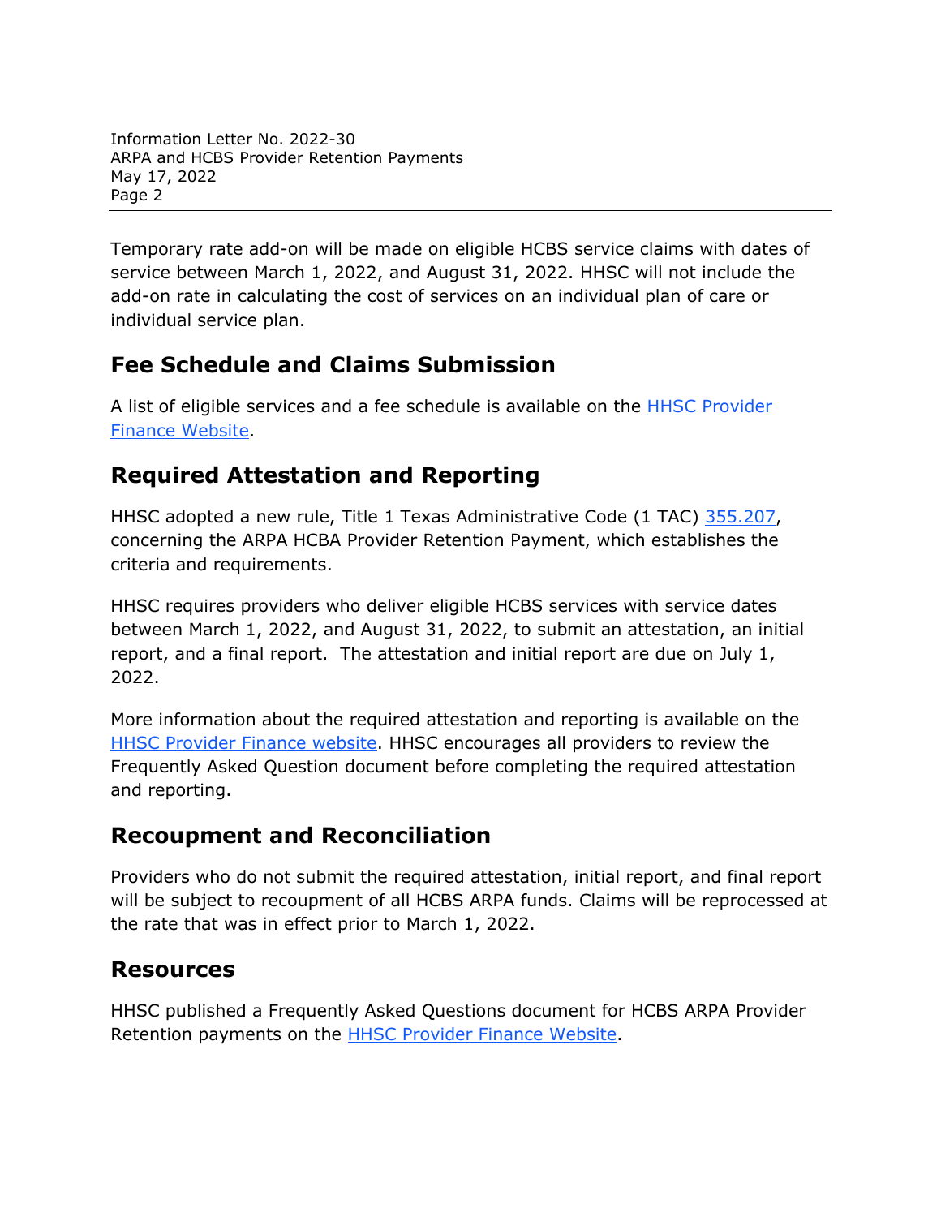Temporary rate add-on will be made on eligible HCBS service claims with dates of service between March 1, 2022, and August 31, 2022. HHSC will not include the add-on rate in calculating the cost of services on an individual plan of care or individual service plan.

## Fee Schedule and Claims Submission

A list of eligible services and a fee schedule is available on the HHSC Provider Finance Website.

## Required Attestation and Reporting

HHSC adopted a new rule, Title 1 Texas Administrative Code (1 TAC) 355.207, concerning the ARPA HCBA Provider Retention Payment, which establishes the criteria and requirements.

HHSC requires providers who deliver eligible HCBS services with service dates between March 1, 2022, and August 31, 2022, to submit an attestation, an initial report, and a final report. The attestation and initial report are due on July 1, 2022.

More information about the required attestation and reporting is available on the HHSC Provider Finance website. HHSC encourages all providers to review the Frequently Asked Question document before completing the required attestation and reporting.

## Recoupment and Reconciliation

Providers who do not submit the required attestation, initial report, and final report will be subject to recoupment of all HCBS ARPA funds. Claims will be reprocessed at the rate that was in effect prior to March 1, 2022.

## Resources

HHSC published a Frequently Asked Questions document for HCBS ARPA Provider Retention payments on the HHSC Provider Finance Website.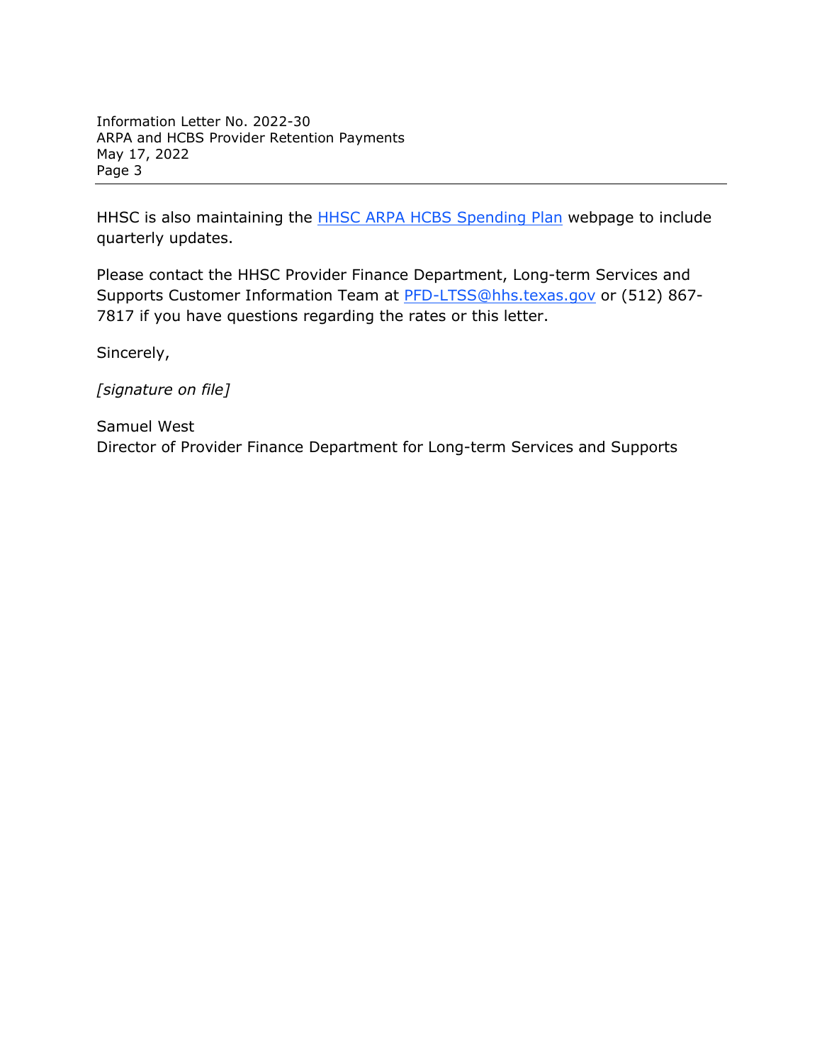HHSC is also maintaining the HHSC ARPA HCBS Spending Plan webpage to include quarterly updates.

Please contact the HHSC Provider Finance Department, Long-term Services and Supports Customer Information Team at PFD-LTSS@hhs.texas.gov or (512) 867-7817 if you have questions regarding the rates or this letter.

Sincerely,

*[signature on file]*

Samuel West
Director of Provider Finance Department for Long-term Services and Supports